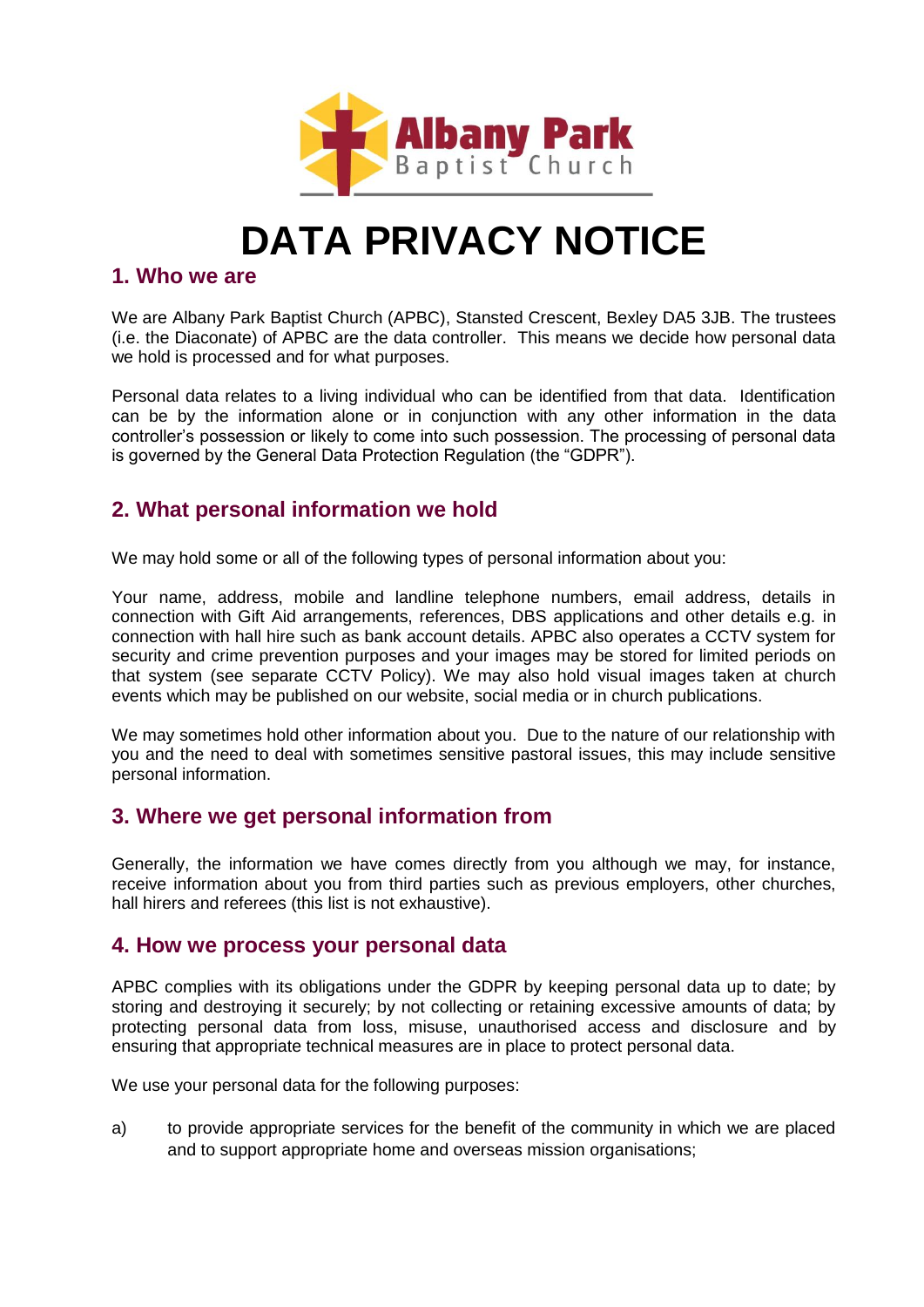Albany Park
Baptist Church

# DATA PRIVACY NOTICE

## 1. Who we are

We are Albany Park Baptist Church (APBC), Stansted Crescent, Bexley DA5 3JB. The trustees (i.e. the Diaconate) of APBC are the data controller. This means we decide how personal data we hold is processed and for what purposes.

Personal data relates to a living individual who can be identified from that data. Identification can be by the information alone or in conjunction with any other information in the data controller's possession or likely to come into such possession. The processing of personal data is governed by the General Data Protection Regulation (the "GDPR").

## 2. What personal information we hold

We may hold some or all of the following types of personal information about you:

Your name, address, mobile and landline telephone numbers, email address, details in connection with Gift Aid arrangements, references, DBS applications and other details e.g. in connection with hall hire such as bank account details. APBC also operates a CCTV system for security and crime prevention purposes and your images may be stored for limited periods on that system (see separate CCTV Policy). We may also hold visual images taken at church events which may be published on our website, social media or in church publications.

We may sometimes hold other information about you. Due to the nature of our relationship with you and the need to deal with sometimes sensitive pastoral issues, this may include sensitive personal information.

## 3. Where we get personal information from

Generally, the information we have comes directly from you although we may, for instance, receive information about you from third parties such as previous employers, other churches, hall hirers and referees (this list is not exhaustive).

## 4. How we process your personal data

APBC complies with its obligations under the GDPR by keeping personal data up to date; by storing and destroying it securely; by not collecting or retaining excessive amounts of data; by protecting personal data from loss, misuse, unauthorised access and disclosure and by ensuring that appropriate technical measures are in place to protect personal data.

We use your personal data for the following purposes:

a) to provide appropriate services for the benefit of the community in which we are placed and to support appropriate home and overseas mission organisations;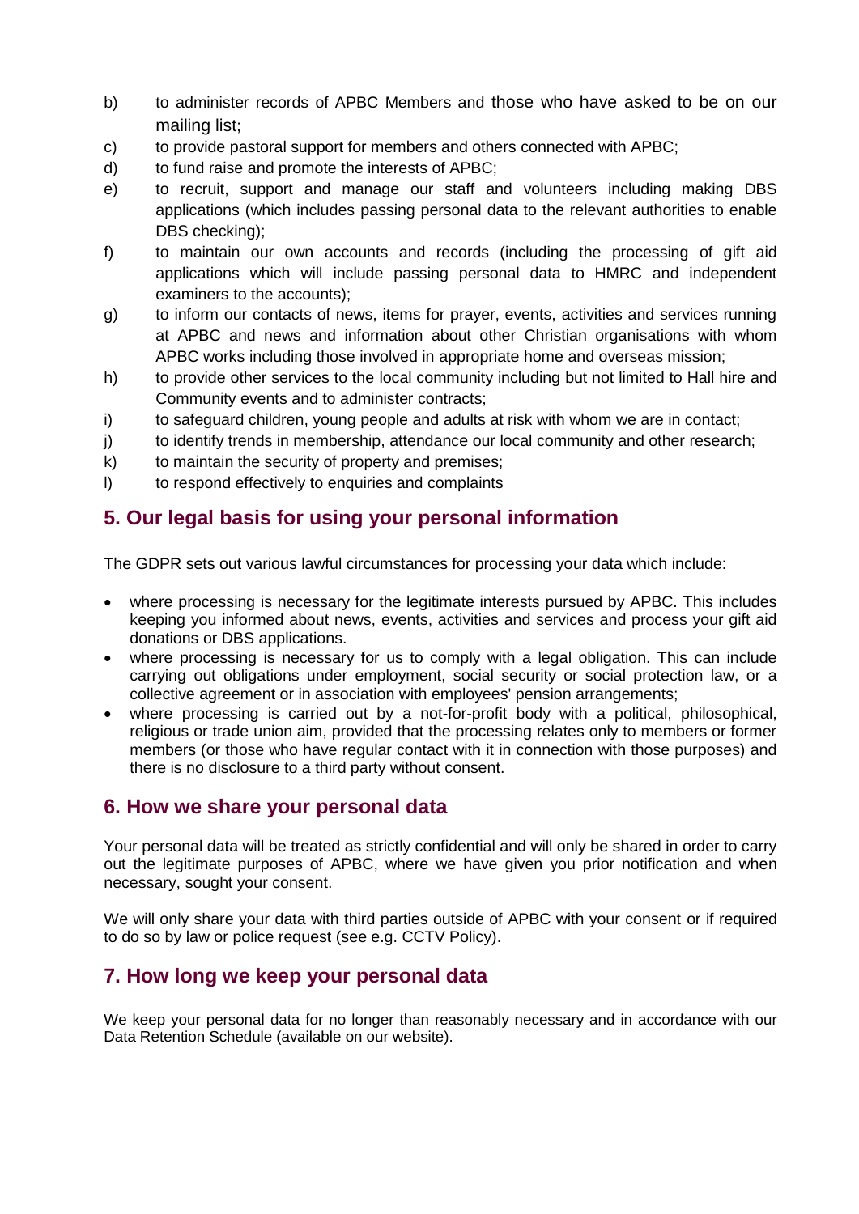b) to administer records of APBC Members and those who have asked to be on our mailing list;

c) to provide pastoral support for members and others connected with APBC;

d) to fund raise and promote the interests of APBC;

e) to recruit, support and manage our staff and volunteers including making DBS applications (which includes passing personal data to the relevant authorities to enable DBS checking);

f) to maintain our own accounts and records (including the processing of gift aid applications which will include passing personal data to HMRC and independent examiners to the accounts);

g) to inform our contacts of news, items for prayer, events, activities and services running at APBC and news and information about other Christian organisations with whom APBC works including those involved in appropriate home and overseas mission;

h) to provide other services to the local community including but not limited to Hall hire and Community events and to administer contracts;

i) to safeguard children, young people and adults at risk with whom we are in contact;

j) to identify trends in membership, attendance our local community and other research;

k) to maintain the security of property and premises;

l) to respond effectively to enquiries and complaints

## 5. Our legal basis for using your personal information

The GDPR sets out various lawful circumstances for processing your data which include:

- where processing is necessary for the legitimate interests pursued by APBC. This includes keeping you informed about news, events, activities and services and process your gift aid donations or DBS applications.
- where processing is necessary for us to comply with a legal obligation. This can include carrying out obligations under employment, social security or social protection law, or a collective agreement or in association with employees' pension arrangements;
- where processing is carried out by a not-for-profit body with a political, philosophical, religious or trade union aim, provided that the processing relates only to members or former members (or those who have regular contact with it in connection with those purposes) and there is no disclosure to a third party without consent.

## 6. How we share your personal data

Your personal data will be treated as strictly confidential and will only be shared in order to carry out the legitimate purposes of APBC, where we have given you prior notification and when necessary, sought your consent.

We will only share your data with third parties outside of APBC with your consent or if required to do so by law or police request (see e.g. CCTV Policy).

## 7. How long we keep your personal data

We keep your personal data for no longer than reasonably necessary and in accordance with our Data Retention Schedule (available on our website).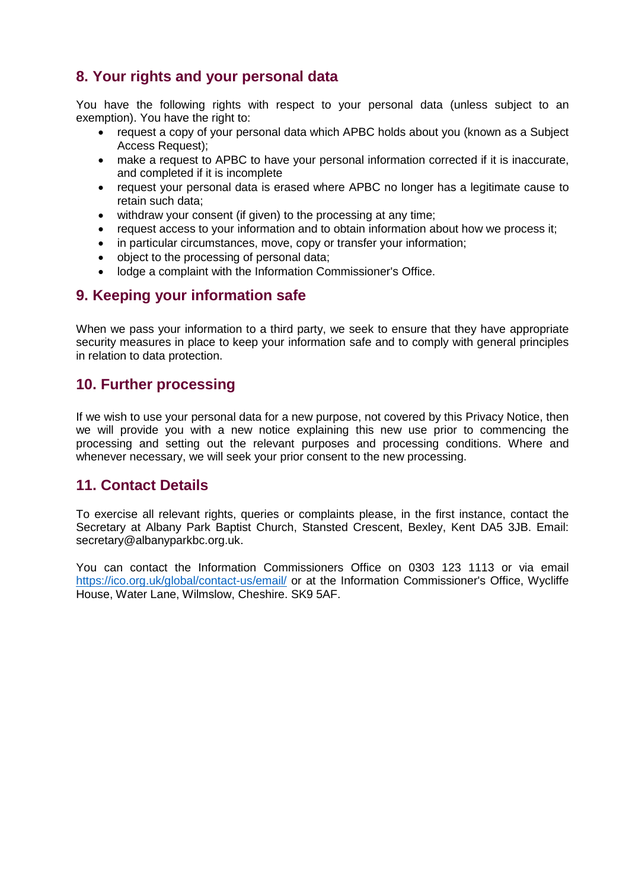## 8. Your rights and your personal data

You have the following rights with respect to your personal data (unless subject to an exemption). You have the right to:

- request a copy of your personal data which APBC holds about you (known as a Subject Access Request);
- make a request to APBC to have your personal information corrected if it is inaccurate, and completed if it is incomplete
- request your personal data is erased where APBC no longer has a legitimate cause to retain such data;
- withdraw your consent (if given) to the processing at any time;
- request access to your information and to obtain information about how we process it;
- in particular circumstances, move, copy or transfer your information;
- object to the processing of personal data;
- lodge a complaint with the Information Commissioner's Office.

## 9. Keeping your information safe

When we pass your information to a third party, we seek to ensure that they have appropriate security measures in place to keep your information safe and to comply with general principles in relation to data protection.

## 10. Further processing

If we wish to use your personal data for a new purpose, not covered by this Privacy Notice, then we will provide you with a new notice explaining this new use prior to commencing the processing and setting out the relevant purposes and processing conditions. Where and whenever necessary, we will seek your prior consent to the new processing.

## 11. Contact Details

To exercise all relevant rights, queries or complaints please, in the first instance, contact the Secretary at Albany Park Baptist Church, Stansted Crescent, Bexley, Kent DA5 3JB. Email: secretary@albanyparkbc.org.uk.

You can contact the Information Commissioners Office on 0303 123 1113 or via email https://ico.org.uk/global/contact-us/email/ or at the Information Commissioner's Office, Wycliffe House, Water Lane, Wilmslow, Cheshire. SK9 5AF.